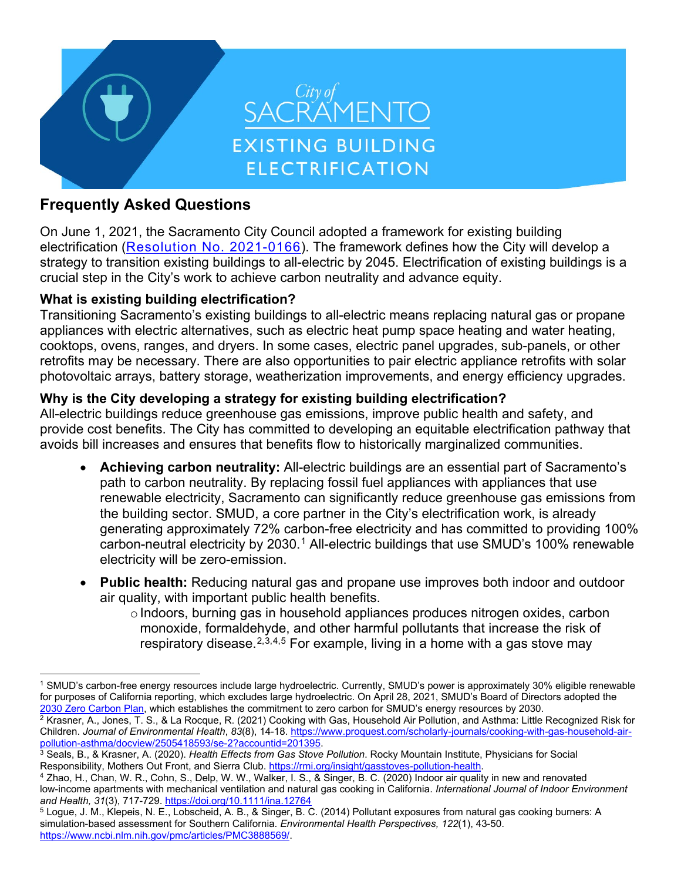City of SACRAMENTO

EXISTING BUILDING ELECTRIFICATION

## Frequently Asked Questions

On June 1, 2021, the Sacramento City Council adopted a framework for existing building electrification (Resolution No. 2021-0166). The framework defines how the City will develop a strategy to transition existing buildings to all-electric by 2045. Electrification of existing buildings is a crucial step in the City's work to achieve carbon neutrality and advance equity.

### What is existing building electrification?

Transitioning Sacramento's existing buildings to all-electric means replacing natural gas or propane appliances with electric alternatives, such as electric heat pump space heating and water heating, cooktops, ovens, ranges, and dryers. In some cases, electric panel upgrades, sub-panels, or other retrofits may be necessary. There are also opportunities to pair electric appliance retrofits with solar photovoltaic arrays, battery storage, weatherization improvements, and energy efficiency upgrades.

### Why is the City developing a strategy for existing building electrification?

All-electric buildings reduce greenhouse gas emissions, improve public health and safety, and provide cost benefits. The City has committed to developing an equitable electrification pathway that avoids bill increases and ensures that benefits flow to historically marginalized communities.

- **Achieving carbon neutrality:** All-electric buildings are an essential part of Sacramento's path to carbon neutrality. By replacing fossil fuel appliances with appliances that use renewable electricity, Sacramento can significantly reduce greenhouse gas emissions from the building sector. SMUD, a core partner in the City's electrification work, is already generating approximately 72% carbon-free electricity and has committed to providing 100% carbon-neutral electricity by 2030.[1] All-electric buildings that use SMUD's 100% renewable electricity will be zero-emission.
- **Public health:** Reducing natural gas and propane use improves both indoor and outdoor air quality, with important public health benefits.
  - Indoors, burning gas in household appliances produces nitrogen oxides, carbon monoxide, formaldehyde, and other harmful pollutants that increase the risk of respiratory disease.[2,3,4,5] For example, living in a home with a gas stove may

---

[1] SMUD's carbon-free energy resources include large hydroelectric. Currently, SMUD's power is approximately 30% eligible renewable for purposes of California reporting, which excludes large hydroelectric. On April 28, 2021, SMUD's Board of Directors adopted the 2030 Zero Carbon Plan, which establishes the commitment to zero carbon for SMUD's energy resources by 2030.

[2] Krasner, A., Jones, T. S., & La Rocque, R. (2021) Cooking with Gas, Household Air Pollution, and Asthma: Little Recognized Risk for Children. *Journal of Environmental Health*, *83*(8), 14-18. https://www.proquest.com/scholarly-journals/cooking-with-gas-household-air-pollution-asthma/docview/2505418593/se-2?accountid=201395.

[3] Seals, B., & Krasner, A. (2020). *Health Effects from Gas Stove Pollution*. Rocky Mountain Institute, Physicians for Social Responsibility, Mothers Out Front, and Sierra Club. https://rmi.org/insight/gasstoves-pollution-health.

[4] Zhao, H., Chan, W. R., Cohn, S., Delp, W. W., Walker, I. S., & Singer, B. C. (2020) Indoor air quality in new and renovated low-income apartments with mechanical ventilation and natural gas cooking in California. *International Journal of Indoor Environment and Health, 31*(3), 717-729. https://doi.org/10.1111/ina.12764

[5] Logue, J. M., Klepeis, N. E., Lobscheid, A. B., & Singer, B. C. (2014) Pollutant exposures from natural gas cooking burners: A simulation-based assessment for Southern California. *Environmental Health Perspectives, 122*(1), 43-50. https://www.ncbi.nlm.nih.gov/pmc/articles/PMC3888569/.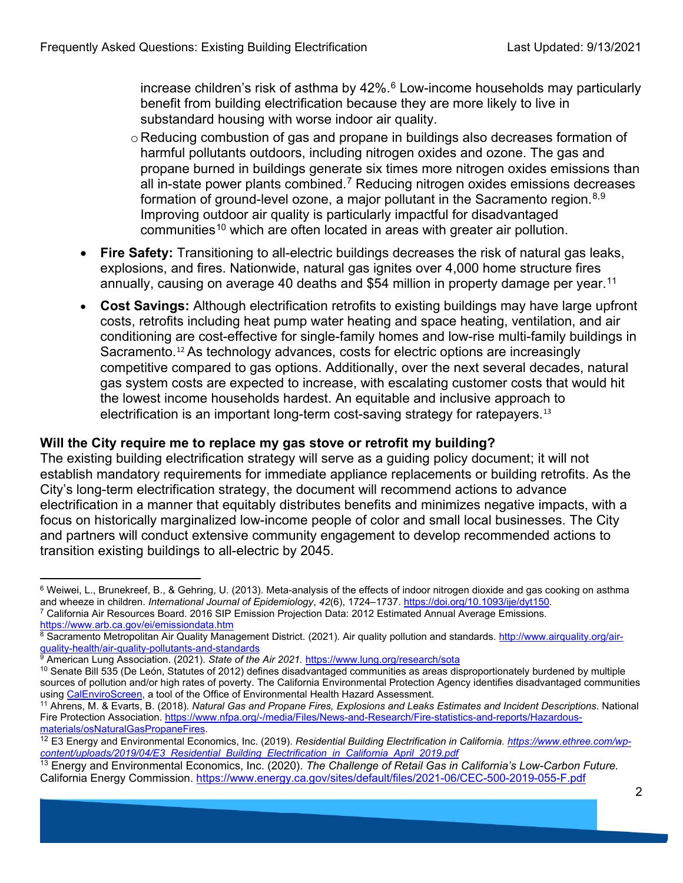increase children's risk of asthma by 42%.[6] Low-income households may particularly benefit from building electrification because they are more likely to live in substandard housing with worse indoor air quality.

   - Reducing combustion of gas and propane in buildings also decreases formation of harmful pollutants outdoors, including nitrogen oxides and ozone. The gas and propane burned in buildings generate six times more nitrogen oxides emissions than all in-state power plants combined.[7] Reducing nitrogen oxides emissions decreases formation of ground-level ozone, a major pollutant in the Sacramento region.[8,9] Improving outdoor air quality is particularly impactful for disadvantaged communities[10] which are often located in areas with greater air pollution.

- **Fire Safety:** Transitioning to all-electric buildings decreases the risk of natural gas leaks, explosions, and fires. Nationwide, natural gas ignites over 4,000 home structure fires annually, causing on average 40 deaths and $54 million in property damage per year.[11]
- **Cost Savings:** Although electrification retrofits to existing buildings may have large upfront costs, retrofits including heat pump water heating and space heating, ventilation, and air conditioning are cost-effective for single-family homes and low-rise multi-family buildings in Sacramento.[12] As technology advances, costs for electric options are increasingly competitive compared to gas options. Additionally, over the next several decades, natural gas system costs are expected to increase, with escalating customer costs that would hit the lowest income households hardest. An equitable and inclusive approach to electrification is an important long-term cost-saving strategy for ratepayers.[13]

**Will the City require me to replace my gas stove or retrofit my building?**

The existing building electrification strategy will serve as a guiding policy document; it will not establish mandatory requirements for immediate appliance replacements or building retrofits. As the City's long-term electrification strategy, the document will recommend actions to advance electrification in a manner that equitably distributes benefits and minimizes negative impacts, with a focus on historically marginalized low-income people of color and small local businesses. The City and partners will conduct extensive community engagement to develop recommended actions to transition existing buildings to all-electric by 2045.

---

[6] Weiwei, L., Brunekreef, B., & Gehring, U. (2013). Meta-analysis of the effects of indoor nitrogen dioxide and gas cooking on asthma and wheeze in children. *International Journal of Epidemiology*, *42*(6), 1724–1737. https://doi.org/10.1093/ije/dyt150.

[7] California Air Resources Board. 2016 SIP Emission Projection Data: 2012 Estimated Annual Average Emissions. https://www.arb.ca.gov/ei/emissiondata.htm

[8] Sacramento Metropolitan Air Quality Management District. (2021). Air quality pollution and standards. http://www.airquality.org/air-quality-health/air-quality-pollutants-and-standards

[9] American Lung Association. (2021). *State of the Air 2021.* https://www.lung.org/research/sota

[10] Senate Bill 535 (De León, Statutes of 2012) defines disadvantaged communities as areas disproportionately burdened by multiple sources of pollution and/or high rates of poverty. The California Environmental Protection Agency identifies disadvantaged communities using CalEnviroScreen, a tool of the Office of Environmental Health Hazard Assessment.

[11] Ahrens, M. & Evarts, B. (2018). *Natural Gas and Propane Fires, Explosions and Leaks Estimates and Incident Descriptions*. National Fire Protection Association. https://www.nfpa.org/-/media/Files/News-and-Research/Fire-statistics-and-reports/Hazardous-materials/osNaturalGasPropaneFires.

[12] E3 Energy and Environmental Economics, Inc. (2019). *Residential Building Electrification in California. https://www.ethree.com/wp-content/uploads/2019/04/E3_Residential_Building_Electrification_in_California_April_2019.pdf*

[13] Energy and Environmental Economics, Inc. (2020). *The Challenge of Retail Gas in California's Low-Carbon Future.* California Energy Commission. https://www.energy.ca.gov/sites/default/files/2021-06/CEC-500-2019-055-F.pdf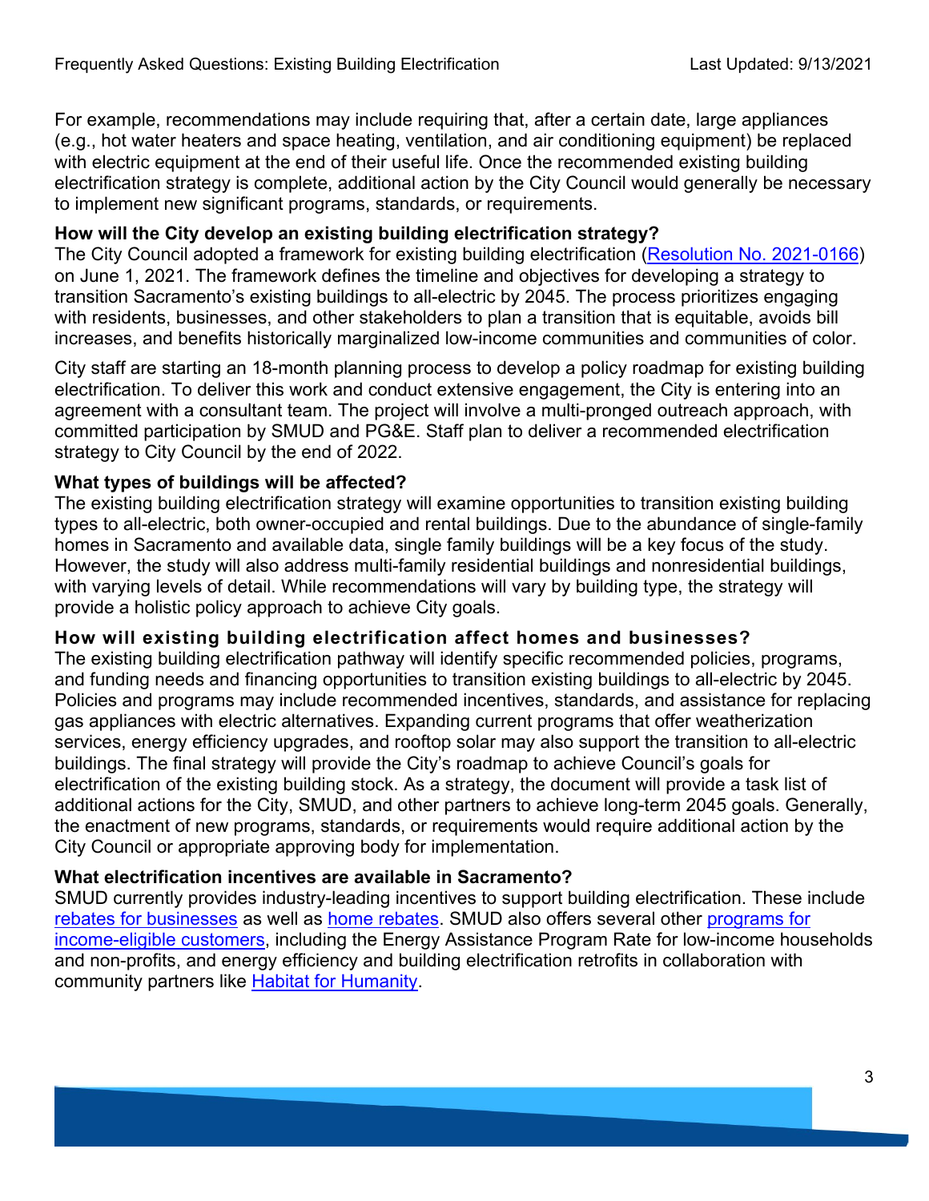For example, recommendations may include requiring that, after a certain date, large appliances (e.g., hot water heaters and space heating, ventilation, and air conditioning equipment) be replaced with electric equipment at the end of their useful life. Once the recommended existing building electrification strategy is complete, additional action by the City Council would generally be necessary to implement new significant programs, standards, or requirements.

**How will the City develop an existing building electrification strategy?**

The City Council adopted a framework for existing building electrification (Resolution No. 2021-0166) on June 1, 2021. The framework defines the timeline and objectives for developing a strategy to transition Sacramento's existing buildings to all-electric by 2045. The process prioritizes engaging with residents, businesses, and other stakeholders to plan a transition that is equitable, avoids bill increases, and benefits historically marginalized low-income communities and communities of color.

City staff are starting an 18-month planning process to develop a policy roadmap for existing building electrification. To deliver this work and conduct extensive engagement, the City is entering into an agreement with a consultant team. The project will involve a multi-pronged outreach approach, with committed participation by SMUD and PG&E. Staff plan to deliver a recommended electrification strategy to City Council by the end of 2022.

**What types of buildings will be affected?**

The existing building electrification strategy will examine opportunities to transition existing building types to all-electric, both owner-occupied and rental buildings. Due to the abundance of single-family homes in Sacramento and available data, single family buildings will be a key focus of the study. However, the study will also address multi-family residential buildings and nonresidential buildings, with varying levels of detail. While recommendations will vary by building type, the strategy will provide a holistic policy approach to achieve City goals.

**How will existing building electrification affect homes and businesses?**

The existing building electrification pathway will identify specific recommended policies, programs, and funding needs and financing opportunities to transition existing buildings to all-electric by 2045. Policies and programs may include recommended incentives, standards, and assistance for replacing gas appliances with electric alternatives. Expanding current programs that offer weatherization services, energy efficiency upgrades, and rooftop solar may also support the transition to all-electric buildings. The final strategy will provide the City's roadmap to achieve Council's goals for electrification of the existing building stock. As a strategy, the document will provide a task list of additional actions for the City, SMUD, and other partners to achieve long-term 2045 goals. Generally, the enactment of new programs, standards, or requirements would require additional action by the City Council or appropriate approving body for implementation.

**What electrification incentives are available in Sacramento?**

SMUD currently provides industry-leading incentives to support building electrification. These include rebates for businesses as well as home rebates. SMUD also offers several other programs for income-eligible customers, including the Energy Assistance Program Rate for low-income households and non-profits, and energy efficiency and building electrification retrofits in collaboration with community partners like Habitat for Humanity.